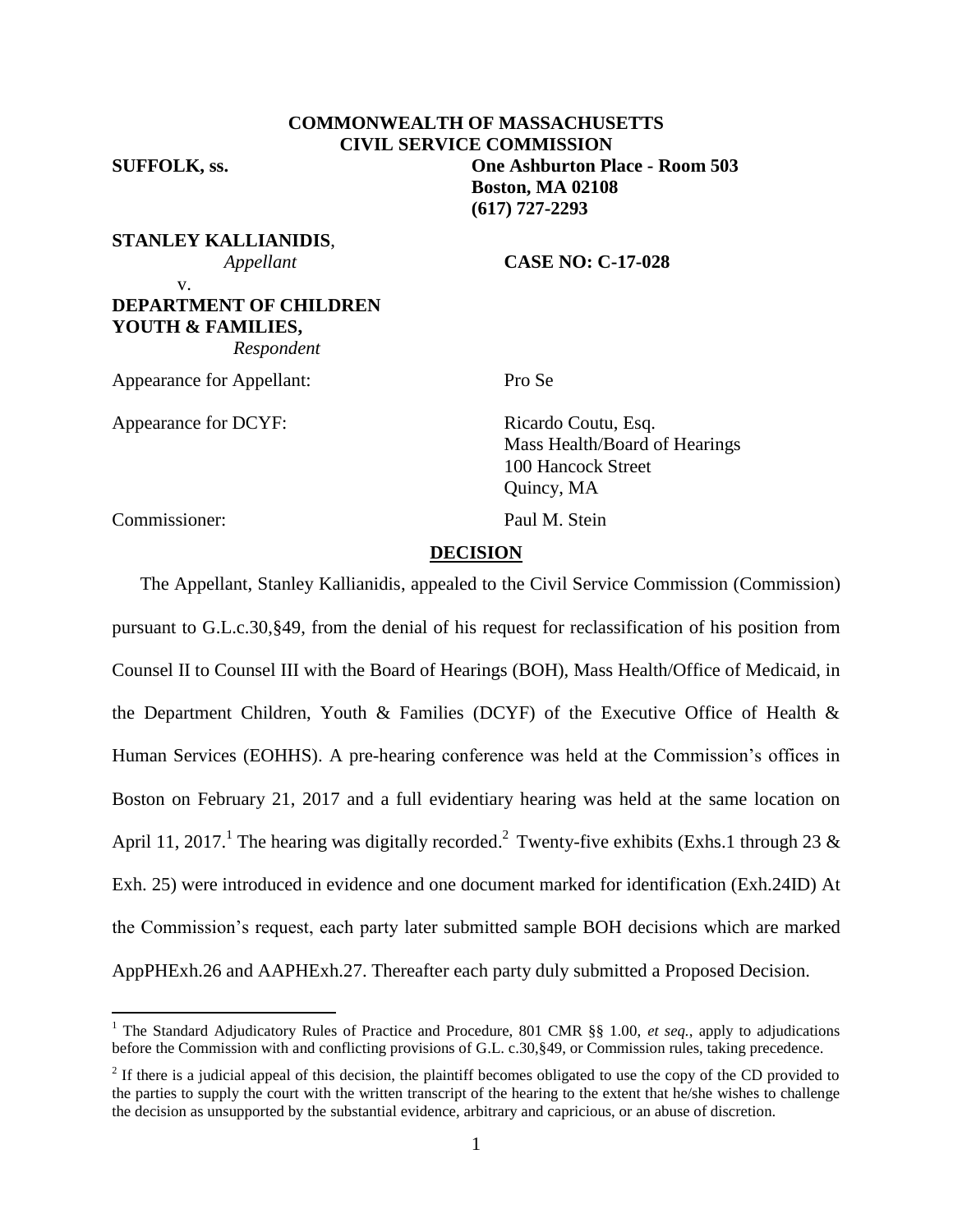**COMMONWEALTH OF MASSACHUSETTS**
**CIVIL SERVICE COMMISSION**

**SUFFOLK, ss.**

**One Ashburton Place - Room 503**
**Boston, MA 02108**
**(617) 727-2293**

**STANLEY KALLIANIDIS**,
*Appellant*

v.

**CASE NO: C-17-028**

**DEPARTMENT OF CHILDREN YOUTH & FAMILIES,**
*Respondent*

Appearance for Appellant: Pro Se

Appearance for DCYF: Ricardo Coutu, Esq.
Mass Health/Board of Hearings
100 Hancock Street
Quincy, MA

Commissioner: Paul M. Stein

## DECISION

The Appellant, Stanley Kallianidis, appealed to the Civil Service Commission (Commission) pursuant to G.L.c.30,§49, from the denial of his request for reclassification of his position from Counsel II to Counsel III with the Board of Hearings (BOH), Mass Health/Office of Medicaid, in the Department Children, Youth & Families (DCYF) of the Executive Office of Health & Human Services (EOHHS). A pre-hearing conference was held at the Commission's offices in Boston on February 21, 2017 and a full evidentiary hearing was held at the same location on April 11, 2017.[1] The hearing was digitally recorded.[2] Twenty-five exhibits (Exhs.1 through 23 & Exh. 25) were introduced in evidence and one document marked for identification (Exh.24ID) At the Commission's request, each party later submitted sample BOH decisions which are marked AppPHExh.26 and AAPHExh.27. Thereafter each party duly submitted a Proposed Decision.

---

[1] The Standard Adjudicatory Rules of Practice and Procedure, 801 CMR §§ 1.00, *et seq.*, apply to adjudications before the Commission with and conflicting provisions of G.L. c.30,§49, or Commission rules, taking precedence.

[2] If there is a judicial appeal of this decision, the plaintiff becomes obligated to use the copy of the CD provided to the parties to supply the court with the written transcript of the hearing to the extent that he/she wishes to challenge the decision as unsupported by the substantial evidence, arbitrary and capricious, or an abuse of discretion.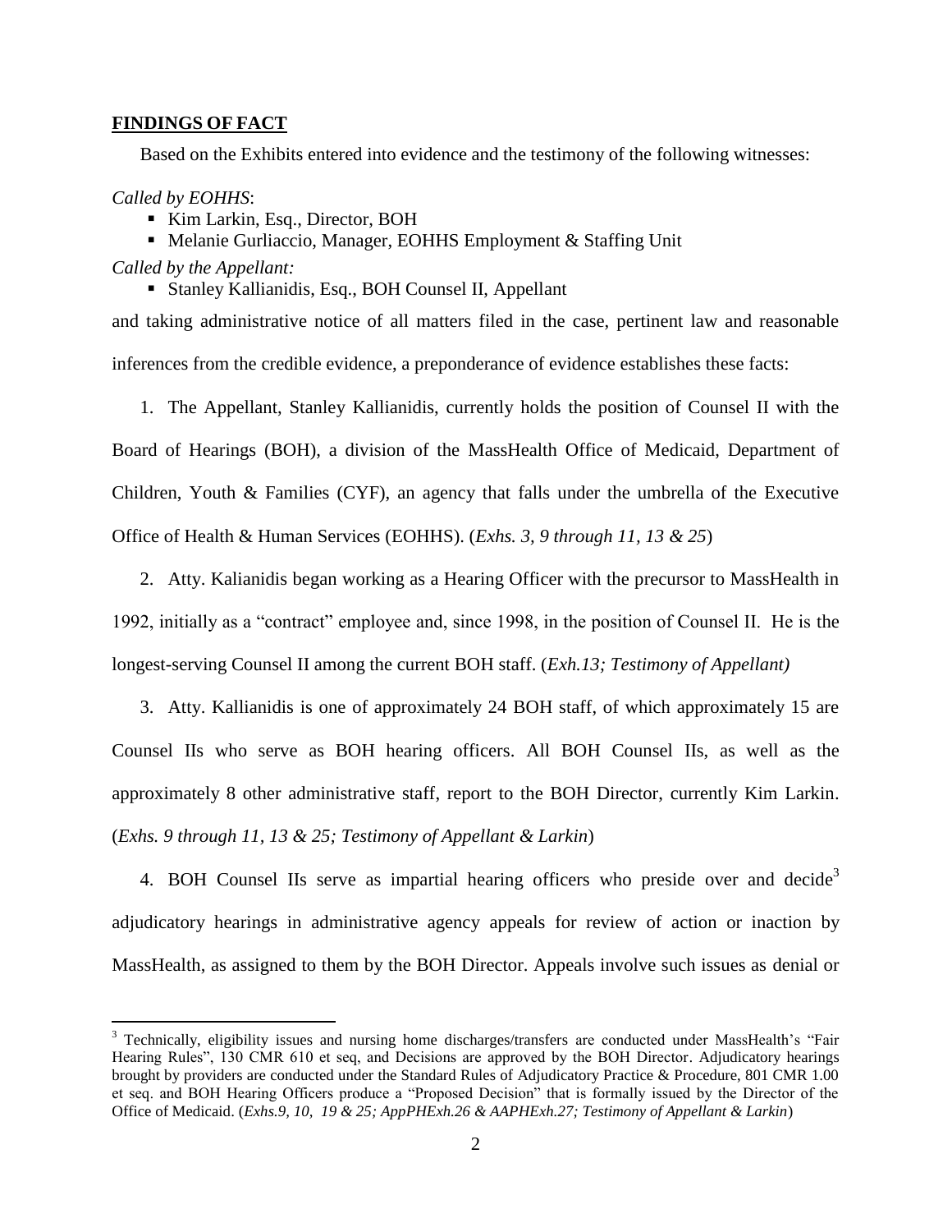## FINDINGS OF FACT

Based on the Exhibits entered into evidence and the testimony of the following witnesses:

*Called by EOHHS*:

- Kim Larkin, Esq., Director, BOH
- Melanie Gurliaccio, Manager, EOHHS Employment & Staffing Unit

*Called by the Appellant:*

- Stanley Kallianidis, Esq., BOH Counsel II, Appellant

and taking administrative notice of all matters filed in the case, pertinent law and reasonable inferences from the credible evidence, a preponderance of evidence establishes these facts:

1. The Appellant, Stanley Kallianidis, currently holds the position of Counsel II with the Board of Hearings (BOH), a division of the MassHealth Office of Medicaid, Department of Children, Youth & Families (CYF), an agency that falls under the umbrella of the Executive Office of Health & Human Services (EOHHS). (*Exhs. 3, 9 through 11, 13 & 25*)

2. Atty. Kalianidis began working as a Hearing Officer with the precursor to MassHealth in 1992, initially as a "contract" employee and, since 1998, in the position of Counsel II. He is the longest-serving Counsel II among the current BOH staff. (*Exh.13; Testimony of Appellant)*

3. Atty. Kallianidis is one of approximately 24 BOH staff, of which approximately 15 are Counsel IIs who serve as BOH hearing officers. All BOH Counsel IIs, as well as the approximately 8 other administrative staff, report to the BOH Director, currently Kim Larkin. (*Exhs. 9 through 11, 13 & 25; Testimony of Appellant & Larkin*)

4. BOH Counsel IIs serve as impartial hearing officers who preside over and decide[3] adjudicatory hearings in administrative agency appeals for review of action or inaction by MassHealth, as assigned to them by the BOH Director. Appeals involve such issues as denial or

[3] Technically, eligibility issues and nursing home discharges/transfers are conducted under MassHealth's "Fair Hearing Rules", 130 CMR 610 et seq, and Decisions are approved by the BOH Director. Adjudicatory hearings brought by providers are conducted under the Standard Rules of Adjudicatory Practice & Procedure, 801 CMR 1.00 et seq. and BOH Hearing Officers produce a "Proposed Decision" that is formally issued by the Director of the Office of Medicaid. (*Exhs.9, 10, 19 & 25; AppPHExh.26 & AAPHExh.27; Testimony of Appellant & Larkin*)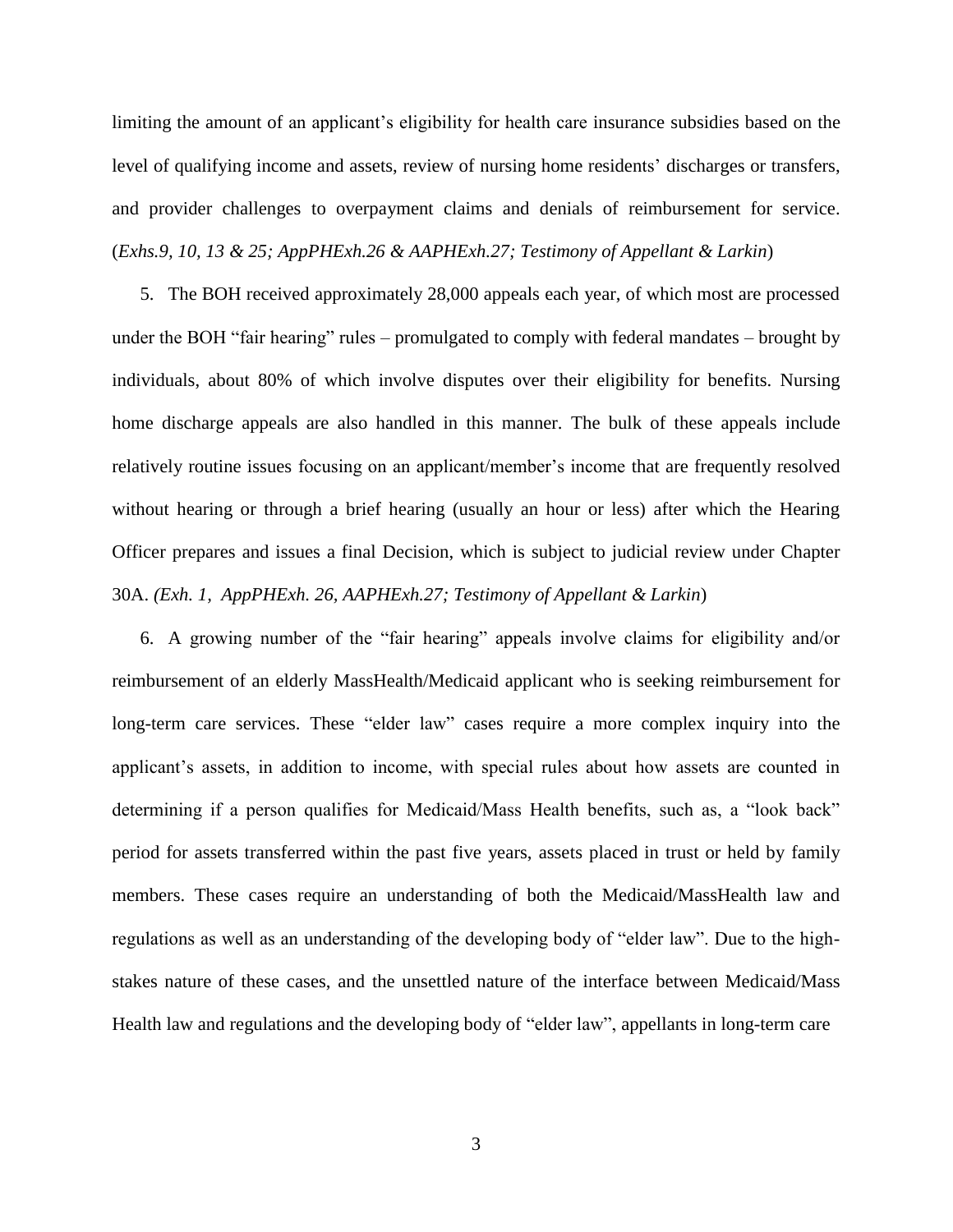limiting the amount of an applicant's eligibility for health care insurance subsidies based on the level of qualifying income and assets, review of nursing home residents' discharges or transfers, and provider challenges to overpayment claims and denials of reimbursement for service. (*Exhs.9, 10, 13 & 25; AppPHExh.26 & AAPHExh.27; Testimony of Appellant & Larkin*)

5. The BOH received approximately 28,000 appeals each year, of which most are processed under the BOH "fair hearing" rules – promulgated to comply with federal mandates – brought by individuals, about 80% of which involve disputes over their eligibility for benefits. Nursing home discharge appeals are also handled in this manner. The bulk of these appeals include relatively routine issues focusing on an applicant/member's income that are frequently resolved without hearing or through a brief hearing (usually an hour or less) after which the Hearing Officer prepares and issues a final Decision, which is subject to judicial review under Chapter 30A. *(Exh. 1, AppPHExh. 26, AAPHExh.27; Testimony of Appellant & Larkin*)

6. A growing number of the "fair hearing" appeals involve claims for eligibility and/or reimbursement of an elderly MassHealth/Medicaid applicant who is seeking reimbursement for long-term care services. These "elder law" cases require a more complex inquiry into the applicant's assets, in addition to income, with special rules about how assets are counted in determining if a person qualifies for Medicaid/Mass Health benefits, such as, a "look back" period for assets transferred within the past five years, assets placed in trust or held by family members. These cases require an understanding of both the Medicaid/MassHealth law and regulations as well as an understanding of the developing body of "elder law". Due to the high-stakes nature of these cases, and the unsettled nature of the interface between Medicaid/Mass Health law and regulations and the developing body of "elder law", appellants in long-term care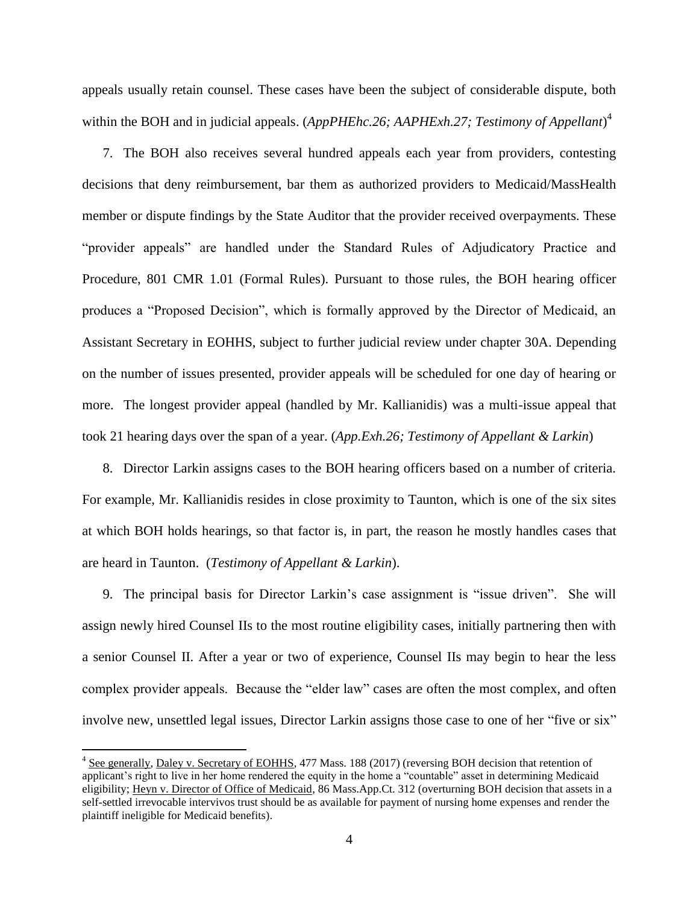appeals usually retain counsel. These cases have been the subject of considerable dispute, both within the BOH and in judicial appeals. (*AppPHEhc.26; AAPHExh.27; Testimony of Appellant*)[4]

7. The BOH also receives several hundred appeals each year from providers, contesting decisions that deny reimbursement, bar them as authorized providers to Medicaid/MassHealth member or dispute findings by the State Auditor that the provider received overpayments. These "provider appeals" are handled under the Standard Rules of Adjudicatory Practice and Procedure, 801 CMR 1.01 (Formal Rules). Pursuant to those rules, the BOH hearing officer produces a "Proposed Decision", which is formally approved by the Director of Medicaid, an Assistant Secretary in EOHHS, subject to further judicial review under chapter 30A. Depending on the number of issues presented, provider appeals will be scheduled for one day of hearing or more. The longest provider appeal (handled by Mr. Kallianidis) was a multi-issue appeal that took 21 hearing days over the span of a year. (*App.Exh.26; Testimony of Appellant & Larkin*)

8. Director Larkin assigns cases to the BOH hearing officers based on a number of criteria. For example, Mr. Kallianidis resides in close proximity to Taunton, which is one of the six sites at which BOH holds hearings, so that factor is, in part, the reason he mostly handles cases that are heard in Taunton. (*Testimony of Appellant & Larkin*).

9. The principal basis for Director Larkin's case assignment is "issue driven". She will assign newly hired Counsel IIs to the most routine eligibility cases, initially partnering then with a senior Counsel II. After a year or two of experience, Counsel IIs may begin to hear the less complex provider appeals. Because the "elder law" cases are often the most complex, and often involve new, unsettled legal issues, Director Larkin assigns those case to one of her "five or six"

---

[4] See generally, Daley v. Secretary of EOHHS, 477 Mass. 188 (2017) (reversing BOH decision that retention of applicant's right to live in her home rendered the equity in the home a "countable" asset in determining Medicaid eligibility; Heyn v. Director of Office of Medicaid, 86 Mass.App.Ct. 312 (overturning BOH decision that assets in a self-settled irrevocable intervivos trust should be as available for payment of nursing home expenses and render the plaintiff ineligible for Medicaid benefits).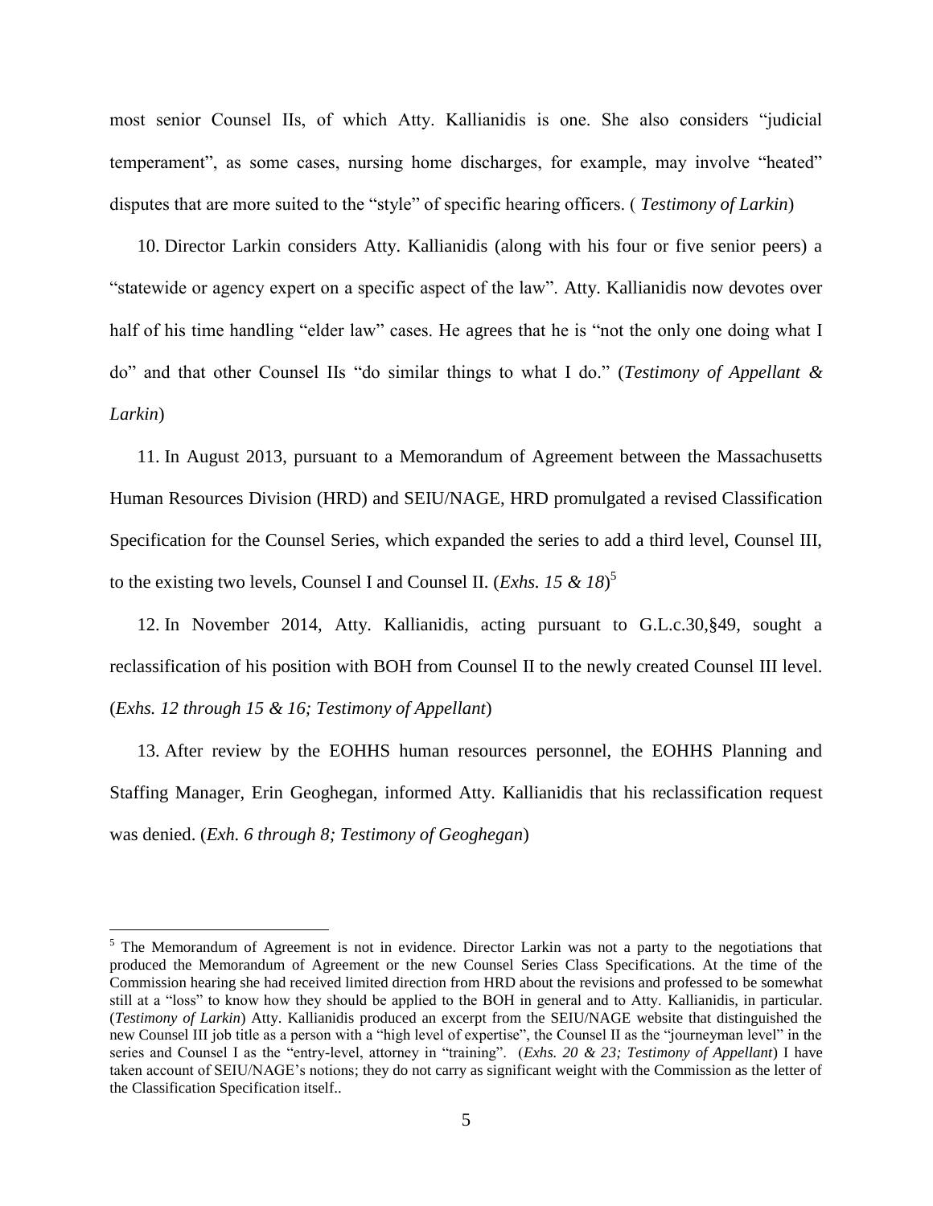most senior Counsel IIs, of which Atty. Kallianidis is one. She also considers "judicial temperament", as some cases, nursing home discharges, for example, may involve "heated" disputes that are more suited to the "style" of specific hearing officers. ( *Testimony of Larkin*)

10. Director Larkin considers Atty. Kallianidis (along with his four or five senior peers) a "statewide or agency expert on a specific aspect of the law". Atty. Kallianidis now devotes over half of his time handling "elder law" cases. He agrees that he is "not the only one doing what I do" and that other Counsel IIs "do similar things to what I do." (*Testimony of Appellant & Larkin*)

11. In August 2013, pursuant to a Memorandum of Agreement between the Massachusetts Human Resources Division (HRD) and SEIU/NAGE, HRD promulgated a revised Classification Specification for the Counsel Series, which expanded the series to add a third level, Counsel III, to the existing two levels, Counsel I and Counsel II. (*Exhs. 15 & 18*)[5]

12. In November 2014, Atty. Kallianidis, acting pursuant to G.L.c.30,§49, sought a reclassification of his position with BOH from Counsel II to the newly created Counsel III level. (*Exhs. 12 through 15 & 16; Testimony of Appellant*)

13. After review by the EOHHS human resources personnel, the EOHHS Planning and Staffing Manager, Erin Geoghegan, informed Atty. Kallianidis that his reclassification request was denied. (*Exh. 6 through 8; Testimony of Geoghegan*)

---

[5] The Memorandum of Agreement is not in evidence. Director Larkin was not a party to the negotiations that produced the Memorandum of Agreement or the new Counsel Series Class Specifications. At the time of the Commission hearing she had received limited direction from HRD about the revisions and professed to be somewhat still at a "loss" to know how they should be applied to the BOH in general and to Atty. Kallianidis, in particular. (*Testimony of Larkin*) Atty. Kallianidis produced an excerpt from the SEIU/NAGE website that distinguished the new Counsel III job title as a person with a "high level of expertise", the Counsel II as the "journeyman level" in the series and Counsel I as the "entry-level, attorney in "training". (*Exhs. 20 & 23; Testimony of Appellant*) I have taken account of SEIU/NAGE's notions; they do not carry as significant weight with the Commission as the letter of the Classification Specification itself..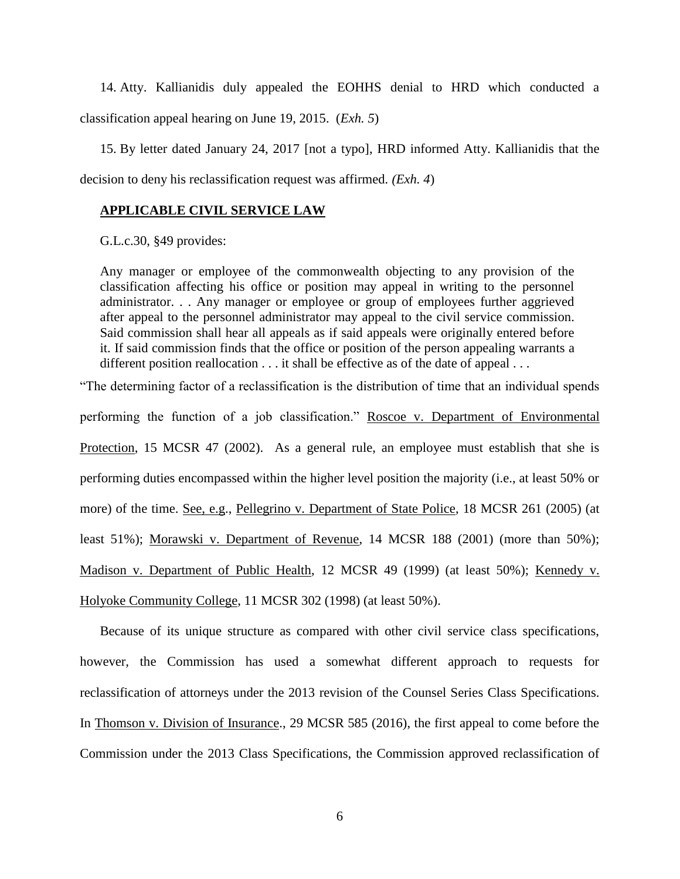14. Atty. Kallianidis duly appealed the EOHHS denial to HRD which conducted a classification appeal hearing on June 19, 2015. (*Exh. 5*)

15. By letter dated January 24, 2017 [not a typo], HRD informed Atty. Kallianidis that the decision to deny his reclassification request was affirmed. *(Exh. 4*)

**APPLICABLE CIVIL SERVICE LAW**

G.L.c.30, §49 provides:

> Any manager or employee of the commonwealth objecting to any provision of the classification affecting his office or position may appeal in writing to the personnel administrator. . . Any manager or employee or group of employees further aggrieved after appeal to the personnel administrator may appeal to the civil service commission. Said commission shall hear all appeals as if said appeals were originally entered before it. If said commission finds that the office or position of the person appealing warrants a different position reallocation . . . it shall be effective as of the date of appeal . . .

"The determining factor of a reclassification is the distribution of time that an individual spends performing the function of a job classification." Roscoe v. Department of Environmental Protection, 15 MCSR 47 (2002). As a general rule, an employee must establish that she is performing duties encompassed within the higher level position the majority (i.e., at least 50% or more) of the time. See, e.g., Pellegrino v. Department of State Police, 18 MCSR 261 (2005) (at least 51%); Morawski v. Department of Revenue, 14 MCSR 188 (2001) (more than 50%); Madison v. Department of Public Health, 12 MCSR 49 (1999) (at least 50%); Kennedy v. Holyoke Community College, 11 MCSR 302 (1998) (at least 50%).

Because of its unique structure as compared with other civil service class specifications, however, the Commission has used a somewhat different approach to requests for reclassification of attorneys under the 2013 revision of the Counsel Series Class Specifications. In Thomson v. Division of Insurance., 29 MCSR 585 (2016), the first appeal to come before the Commission under the 2013 Class Specifications, the Commission approved reclassification of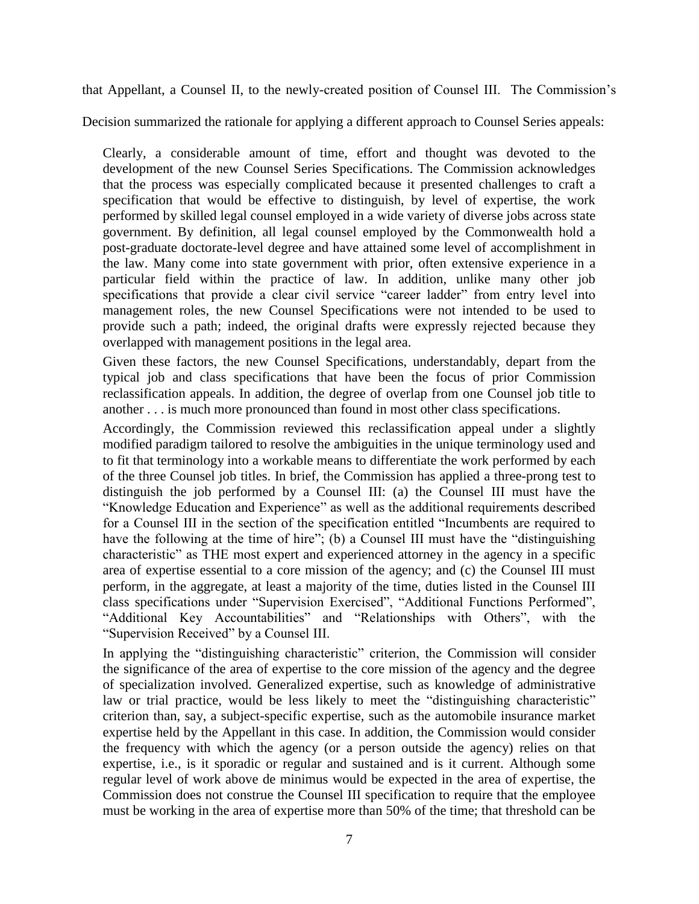that Appellant, a Counsel II, to the newly-created position of Counsel III. The Commission's Decision summarized the rationale for applying a different approach to Counsel Series appeals:

> Clearly, a considerable amount of time, effort and thought was devoted to the development of the new Counsel Series Specifications. The Commission acknowledges that the process was especially complicated because it presented challenges to craft a specification that would be effective to distinguish, by level of expertise, the work performed by skilled legal counsel employed in a wide variety of diverse jobs across state government. By definition, all legal counsel employed by the Commonwealth hold a post-graduate doctorate-level degree and have attained some level of accomplishment in the law. Many come into state government with prior, often extensive experience in a particular field within the practice of law. In addition, unlike many other job specifications that provide a clear civil service "career ladder" from entry level into management roles, the new Counsel Specifications were not intended to be used to provide such a path; indeed, the original drafts were expressly rejected because they overlapped with management positions in the legal area.
>
> Given these factors, the new Counsel Specifications, understandably, depart from the typical job and class specifications that have been the focus of prior Commission reclassification appeals. In addition, the degree of overlap from one Counsel job title to another . . . is much more pronounced than found in most other class specifications.
>
> Accordingly, the Commission reviewed this reclassification appeal under a slightly modified paradigm tailored to resolve the ambiguities in the unique terminology used and to fit that terminology into a workable means to differentiate the work performed by each of the three Counsel job titles. In brief, the Commission has applied a three-prong test to distinguish the job performed by a Counsel III: (a) the Counsel III must have the "Knowledge Education and Experience" as well as the additional requirements described for a Counsel III in the section of the specification entitled "Incumbents are required to have the following at the time of hire"; (b) a Counsel III must have the "distinguishing characteristic" as THE most expert and experienced attorney in the agency in a specific area of expertise essential to a core mission of the agency; and (c) the Counsel III must perform, in the aggregate, at least a majority of the time, duties listed in the Counsel III class specifications under "Supervision Exercised", "Additional Functions Performed", "Additional Key Accountabilities" and "Relationships with Others", with the "Supervision Received" by a Counsel III.
>
> In applying the "distinguishing characteristic" criterion, the Commission will consider the significance of the area of expertise to the core mission of the agency and the degree of specialization involved. Generalized expertise, such as knowledge of administrative law or trial practice, would be less likely to meet the "distinguishing characteristic" criterion than, say, a subject-specific expertise, such as the automobile insurance market expertise held by the Appellant in this case. In addition, the Commission would consider the frequency with which the agency (or a person outside the agency) relies on that expertise, i.e., is it sporadic or regular and sustained and is it current. Although some regular level of work above de minimus would be expected in the area of expertise, the Commission does not construe the Counsel III specification to require that the employee must be working in the area of expertise more than 50% of the time; that threshold can be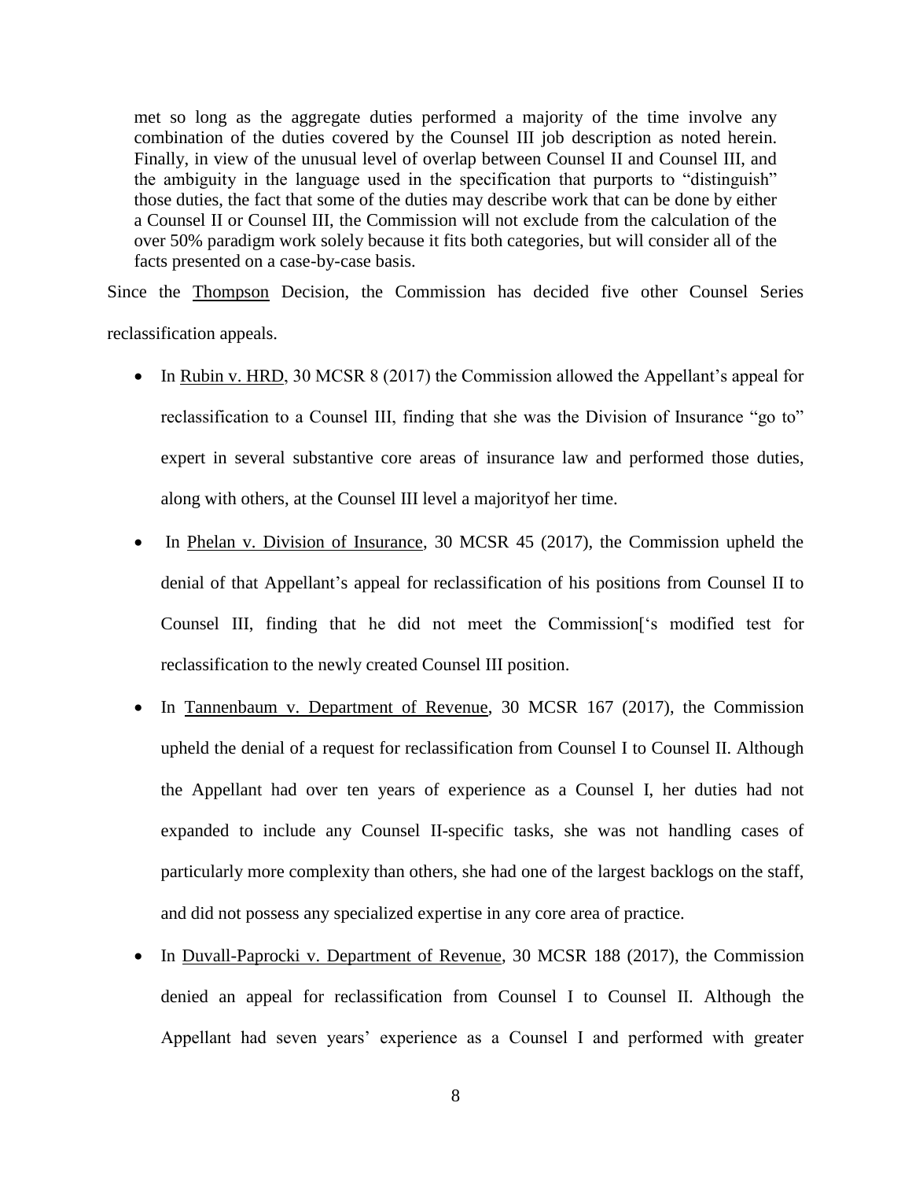> met so long as the aggregate duties performed a majority of the time involve any combination of the duties covered by the Counsel III job description as noted herein. Finally, in view of the unusual level of overlap between Counsel II and Counsel III, and the ambiguity in the language used in the specification that purports to "distinguish" those duties, the fact that some of the duties may describe work that can be done by either a Counsel II or Counsel III, the Commission will not exclude from the calculation of the over 50% paradigm work solely because it fits both categories, but will consider all of the facts presented on a case-by-case basis.

Since the Thompson Decision, the Commission has decided five other Counsel Series reclassification appeals.

- In Rubin v. HRD, 30 MCSR 8 (2017) the Commission allowed the Appellant's appeal for reclassification to a Counsel III, finding that she was the Division of Insurance "go to" expert in several substantive core areas of insurance law and performed those duties, along with others, at the Counsel III level a majorityof her time.
- In Phelan v. Division of Insurance, 30 MCSR 45 (2017), the Commission upheld the denial of that Appellant's appeal for reclassification of his positions from Counsel II to Counsel III, finding that he did not meet the Commission['s modified test for reclassification to the newly created Counsel III position.
- In Tannenbaum v. Department of Revenue, 30 MCSR 167 (2017), the Commission upheld the denial of a request for reclassification from Counsel I to Counsel II. Although the Appellant had over ten years of experience as a Counsel I, her duties had not expanded to include any Counsel II-specific tasks, she was not handling cases of particularly more complexity than others, she had one of the largest backlogs on the staff, and did not possess any specialized expertise in any core area of practice.
- In Duvall-Paprocki v. Department of Revenue, 30 MCSR 188 (2017), the Commission denied an appeal for reclassification from Counsel I to Counsel II. Although the Appellant had seven years' experience as a Counsel I and performed with greater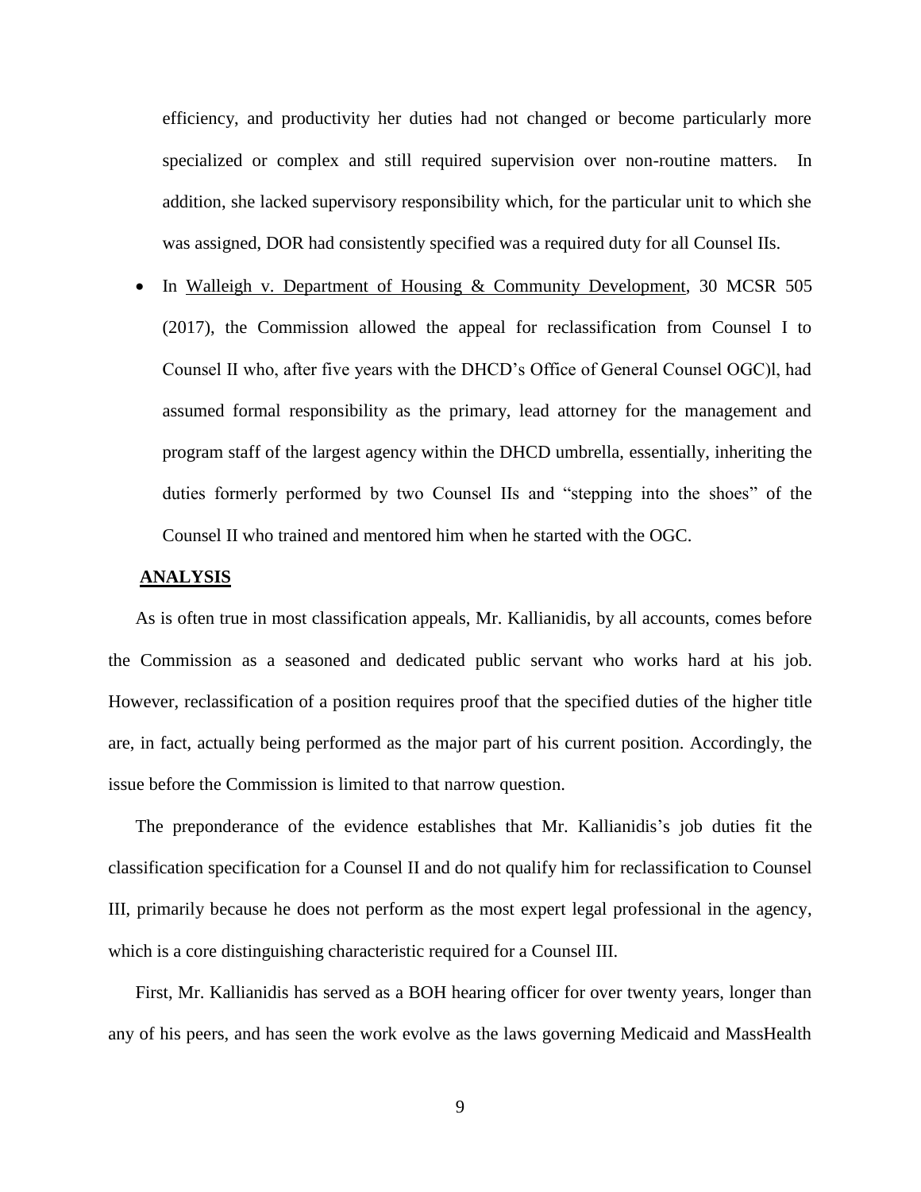efficiency, and productivity her duties had not changed or become particularly more specialized or complex and still required supervision over non-routine matters. In addition, she lacked supervisory responsibility which, for the particular unit to which she was assigned, DOR had consistently specified was a required duty for all Counsel IIs.

- In Walleigh v. Department of Housing & Community Development, 30 MCSR 505 (2017), the Commission allowed the appeal for reclassification from Counsel I to Counsel II who, after five years with the DHCD's Office of General Counsel OGC)l, had assumed formal responsibility as the primary, lead attorney for the management and program staff of the largest agency within the DHCD umbrella, essentially, inheriting the duties formerly performed by two Counsel IIs and "stepping into the shoes" of the Counsel II who trained and mentored him when he started with the OGC.

**ANALYSIS**

As is often true in most classification appeals, Mr. Kallianidis, by all accounts, comes before the Commission as a seasoned and dedicated public servant who works hard at his job. However, reclassification of a position requires proof that the specified duties of the higher title are, in fact, actually being performed as the major part of his current position. Accordingly, the issue before the Commission is limited to that narrow question.

The preponderance of the evidence establishes that Mr. Kallianidis's job duties fit the classification specification for a Counsel II and do not qualify him for reclassification to Counsel III, primarily because he does not perform as the most expert legal professional in the agency, which is a core distinguishing characteristic required for a Counsel III.

First, Mr. Kallianidis has served as a BOH hearing officer for over twenty years, longer than any of his peers, and has seen the work evolve as the laws governing Medicaid and MassHealth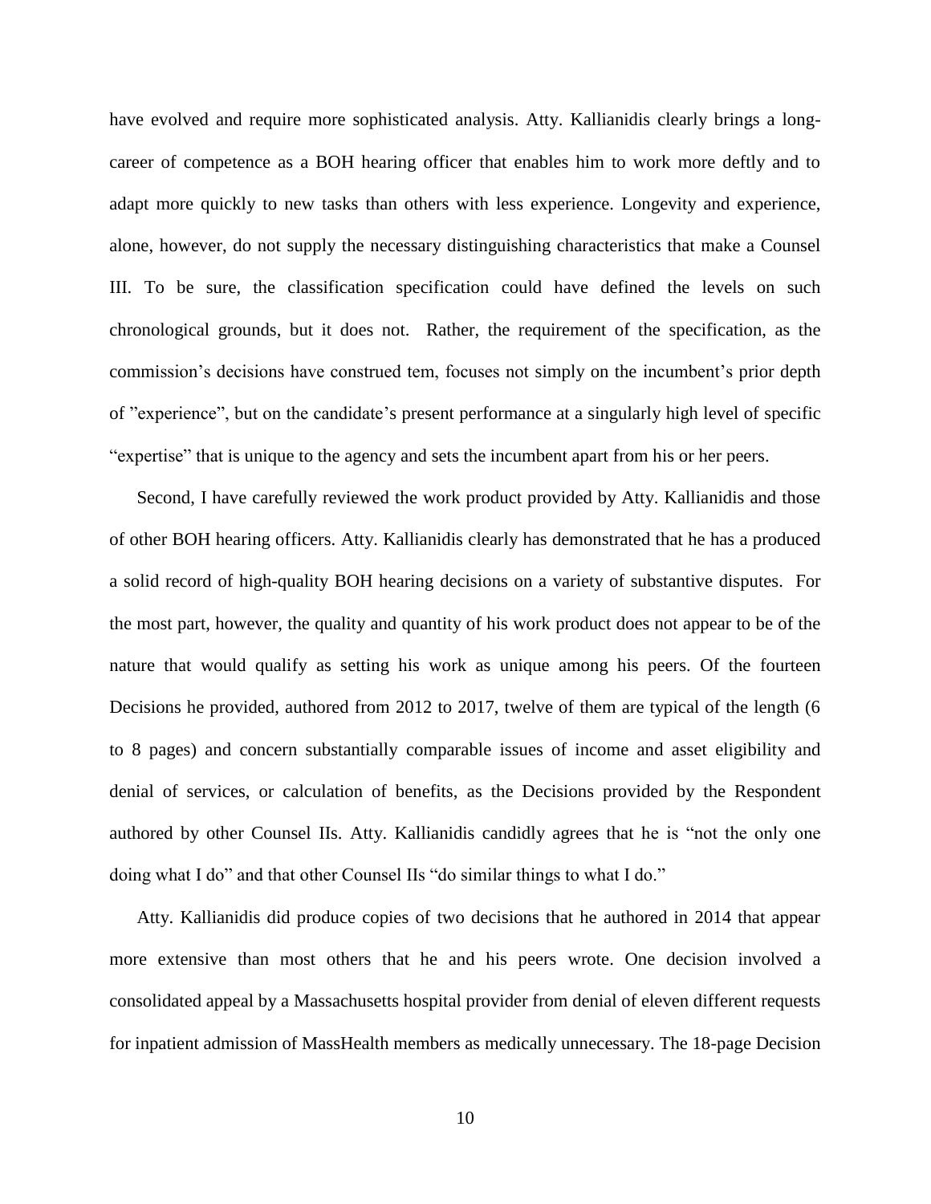have evolved and require more sophisticated analysis. Atty. Kallianidis clearly brings a long-career of competence as a BOH hearing officer that enables him to work more deftly and to adapt more quickly to new tasks than others with less experience. Longevity and experience, alone, however, do not supply the necessary distinguishing characteristics that make a Counsel III. To be sure, the classification specification could have defined the levels on such chronological grounds, but it does not. Rather, the requirement of the specification, as the commission's decisions have construed tem, focuses not simply on the incumbent's prior depth of "experience", but on the candidate's present performance at a singularly high level of specific "expertise" that is unique to the agency and sets the incumbent apart from his or her peers.

Second, I have carefully reviewed the work product provided by Atty. Kallianidis and those of other BOH hearing officers. Atty. Kallianidis clearly has demonstrated that he has a produced a solid record of high-quality BOH hearing decisions on a variety of substantive disputes. For the most part, however, the quality and quantity of his work product does not appear to be of the nature that would qualify as setting his work as unique among his peers. Of the fourteen Decisions he provided, authored from 2012 to 2017, twelve of them are typical of the length (6 to 8 pages) and concern substantially comparable issues of income and asset eligibility and denial of services, or calculation of benefits, as the Decisions provided by the Respondent authored by other Counsel IIs. Atty. Kallianidis candidly agrees that he is "not the only one doing what I do" and that other Counsel IIs "do similar things to what I do."

Atty. Kallianidis did produce copies of two decisions that he authored in 2014 that appear more extensive than most others that he and his peers wrote. One decision involved a consolidated appeal by a Massachusetts hospital provider from denial of eleven different requests for inpatient admission of MassHealth members as medically unnecessary. The 18-page Decision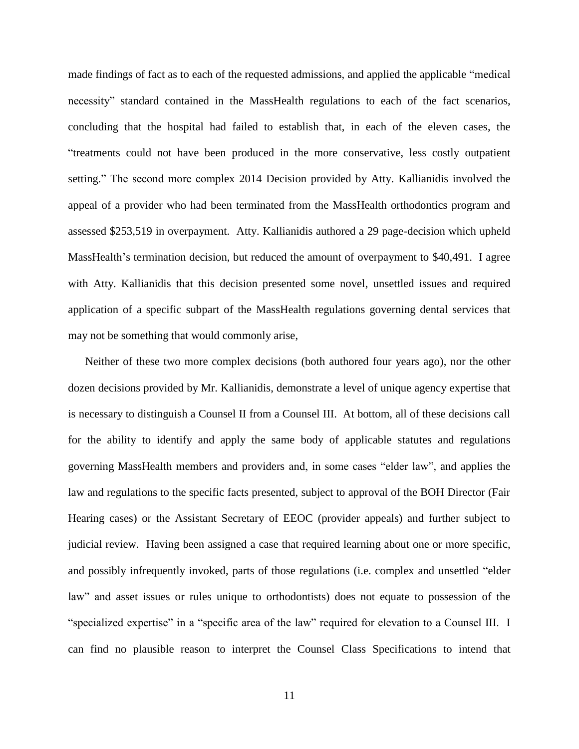made findings of fact as to each of the requested admissions, and applied the applicable "medical necessity" standard contained in the MassHealth regulations to each of the fact scenarios, concluding that the hospital had failed to establish that, in each of the eleven cases, the "treatments could not have been produced in the more conservative, less costly outpatient setting." The second more complex 2014 Decision provided by Atty. Kallianidis involved the appeal of a provider who had been terminated from the MassHealth orthodontics program and assessed $253,519 in overpayment. Atty. Kallianidis authored a 29 page-decision which upheld MassHealth's termination decision, but reduced the amount of overpayment to $40,491. I agree with Atty. Kallianidis that this decision presented some novel, unsettled issues and required application of a specific subpart of the MassHealth regulations governing dental services that may not be something that would commonly arise,

Neither of these two more complex decisions (both authored four years ago), nor the other dozen decisions provided by Mr. Kallianidis, demonstrate a level of unique agency expertise that is necessary to distinguish a Counsel II from a Counsel III. At bottom, all of these decisions call for the ability to identify and apply the same body of applicable statutes and regulations governing MassHealth members and providers and, in some cases "elder law", and applies the law and regulations to the specific facts presented, subject to approval of the BOH Director (Fair Hearing cases) or the Assistant Secretary of EEOC (provider appeals) and further subject to judicial review. Having been assigned a case that required learning about one or more specific, and possibly infrequently invoked, parts of those regulations (i.e. complex and unsettled "elder law" and asset issues or rules unique to orthodontists) does not equate to possession of the "specialized expertise" in a "specific area of the law" required for elevation to a Counsel III. I can find no plausible reason to interpret the Counsel Class Specifications to intend that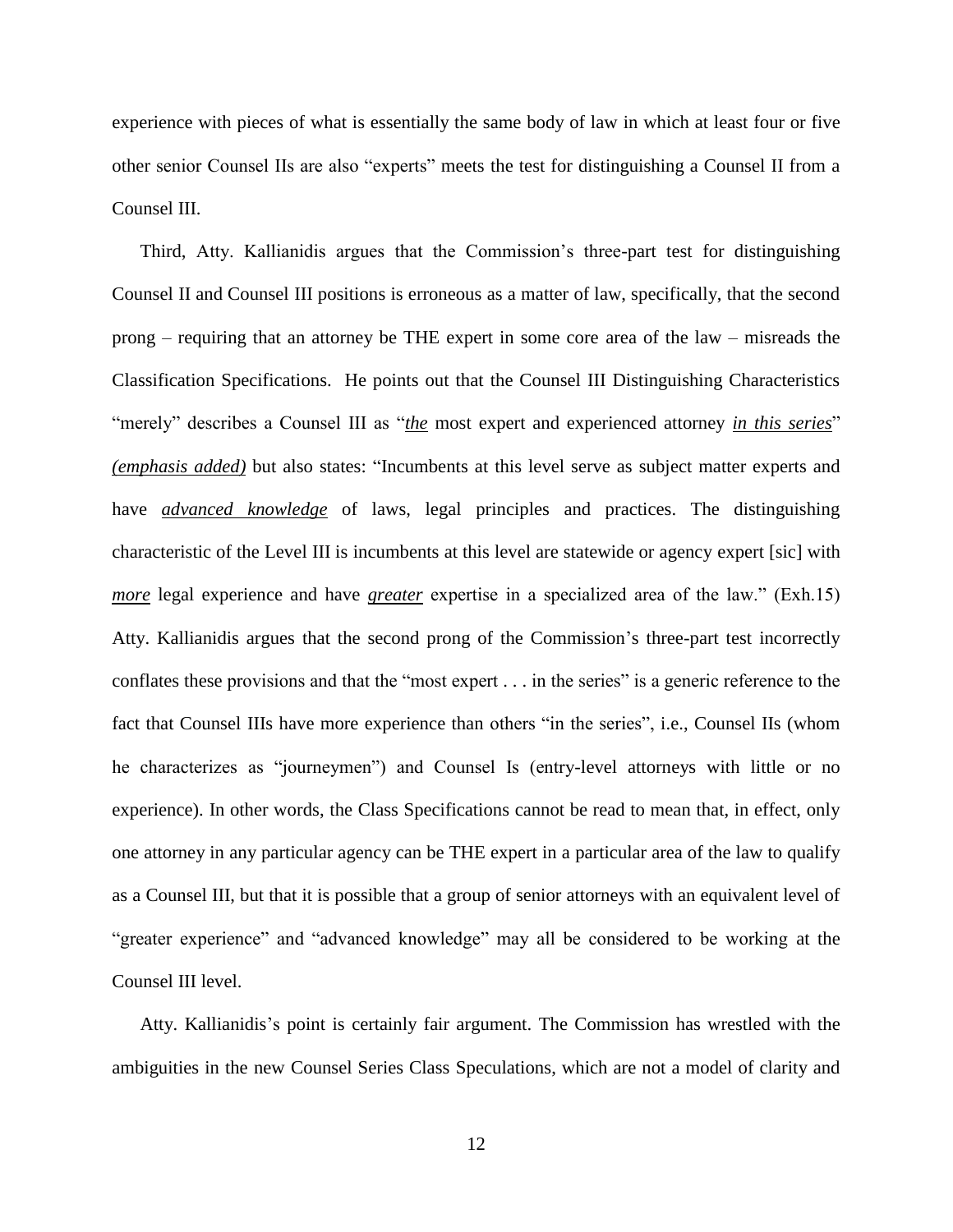experience with pieces of what is essentially the same body of law in which at least four or five other senior Counsel IIs are also "experts" meets the test for distinguishing a Counsel II from a Counsel III.

Third, Atty. Kallianidis argues that the Commission's three-part test for distinguishing Counsel II and Counsel III positions is erroneous as a matter of law, specifically, that the second prong – requiring that an attorney be THE expert in some core area of the law – misreads the Classification Specifications. He points out that the Counsel III Distinguishing Characteristics "merely" describes a Counsel III as "***the*** most expert and experienced attorney ***in this series***" ***(emphasis added)*** but also states: "Incumbents at this level serve as subject matter experts and have ***advanced knowledge*** of laws, legal principles and practices. The distinguishing characteristic of the Level III is incumbents at this level are statewide or agency expert [sic] with ***more*** legal experience and have ***greater*** expertise in a specialized area of the law." (Exh.15) Atty. Kallianidis argues that the second prong of the Commission's three-part test incorrectly conflates these provisions and that the "most expert . . . in the series" is a generic reference to the fact that Counsel IIIs have more experience than others "in the series", i.e., Counsel IIs (whom he characterizes as "journeymen") and Counsel Is (entry-level attorneys with little or no experience). In other words, the Class Specifications cannot be read to mean that, in effect, only one attorney in any particular agency can be THE expert in a particular area of the law to qualify as a Counsel III, but that it is possible that a group of senior attorneys with an equivalent level of "greater experience" and "advanced knowledge" may all be considered to be working at the Counsel III level.

Atty. Kallianidis's point is certainly fair argument. The Commission has wrestled with the ambiguities in the new Counsel Series Class Speculations, which are not a model of clarity and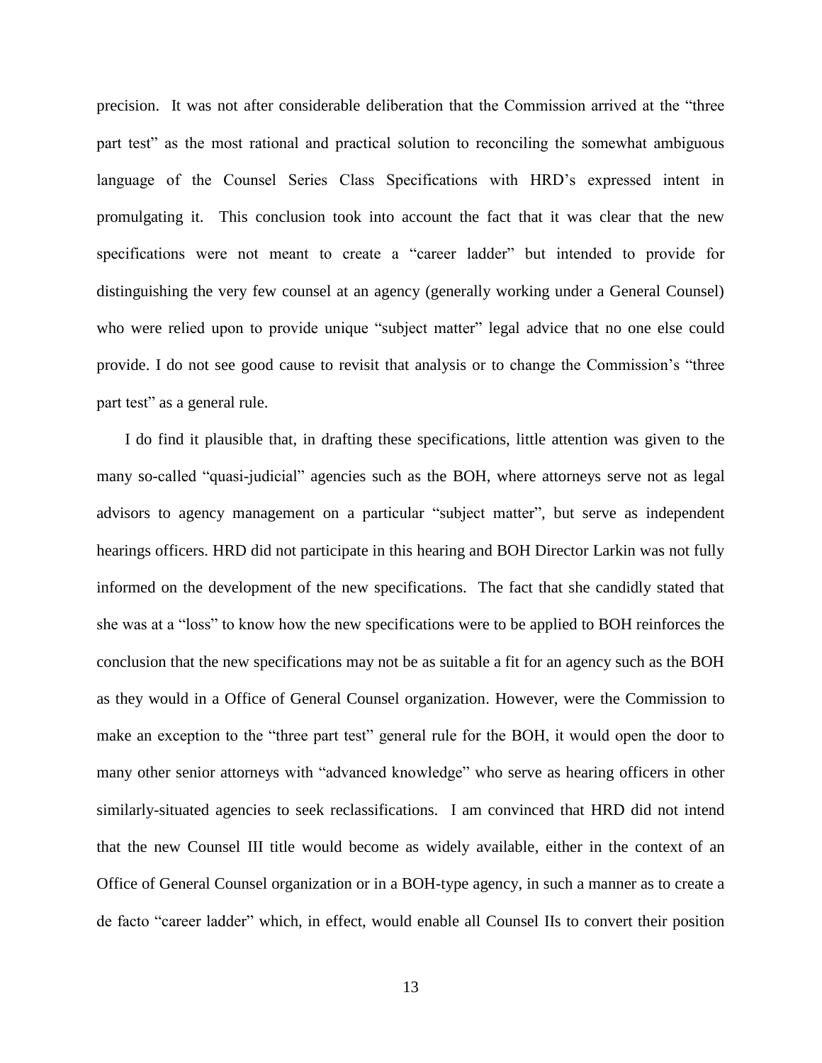precision. It was not after considerable deliberation that the Commission arrived at the "three part test" as the most rational and practical solution to reconciling the somewhat ambiguous language of the Counsel Series Class Specifications with HRD's expressed intent in promulgating it. This conclusion took into account the fact that it was clear that the new specifications were not meant to create a "career ladder" but intended to provide for distinguishing the very few counsel at an agency (generally working under a General Counsel) who were relied upon to provide unique "subject matter" legal advice that no one else could provide. I do not see good cause to revisit that analysis or to change the Commission's "three part test" as a general rule.

I do find it plausible that, in drafting these specifications, little attention was given to the many so-called "quasi-judicial" agencies such as the BOH, where attorneys serve not as legal advisors to agency management on a particular "subject matter", but serve as independent hearings officers. HRD did not participate in this hearing and BOH Director Larkin was not fully informed on the development of the new specifications. The fact that she candidly stated that she was at a "loss" to know how the new specifications were to be applied to BOH reinforces the conclusion that the new specifications may not be as suitable a fit for an agency such as the BOH as they would in a Office of General Counsel organization. However, were the Commission to make an exception to the "three part test" general rule for the BOH, it would open the door to many other senior attorneys with "advanced knowledge" who serve as hearing officers in other similarly-situated agencies to seek reclassifications. I am convinced that HRD did not intend that the new Counsel III title would become as widely available, either in the context of an Office of General Counsel organization or in a BOH-type agency, in such a manner as to create a de facto "career ladder" which, in effect, would enable all Counsel IIs to convert their position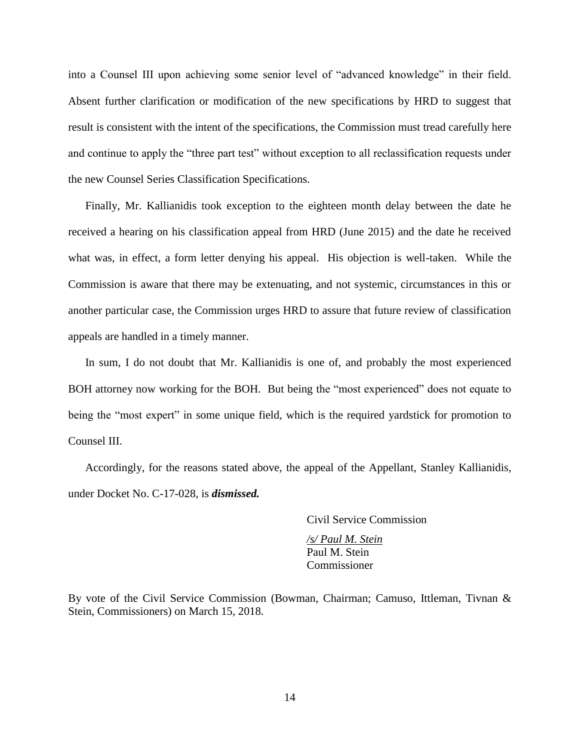into a Counsel III upon achieving some senior level of "advanced knowledge" in their field. Absent further clarification or modification of the new specifications by HRD to suggest that result is consistent with the intent of the specifications, the Commission must tread carefully here and continue to apply the "three part test" without exception to all reclassification requests under the new Counsel Series Classification Specifications.

Finally, Mr. Kallianidis took exception to the eighteen month delay between the date he received a hearing on his classification appeal from HRD (June 2015) and the date he received what was, in effect, a form letter denying his appeal. His objection is well-taken. While the Commission is aware that there may be extenuating, and not systemic, circumstances in this or another particular case, the Commission urges HRD to assure that future review of classification appeals are handled in a timely manner.

In sum, I do not doubt that Mr. Kallianidis is one of, and probably the most experienced BOH attorney now working for the BOH. But being the "most experienced" does not equate to being the "most expert" in some unique field, which is the required yardstick for promotion to Counsel III.

Accordingly, for the reasons stated above, the appeal of the Appellant, Stanley Kallianidis, under Docket No. C-17-028, is ***dismissed.***

Civil Service Commission

*/s/ Paul M. Stein*
Paul M. Stein
Commissioner

By vote of the Civil Service Commission (Bowman, Chairman; Camuso, Ittleman, Tivnan & Stein, Commissioners) on March 15, 2018.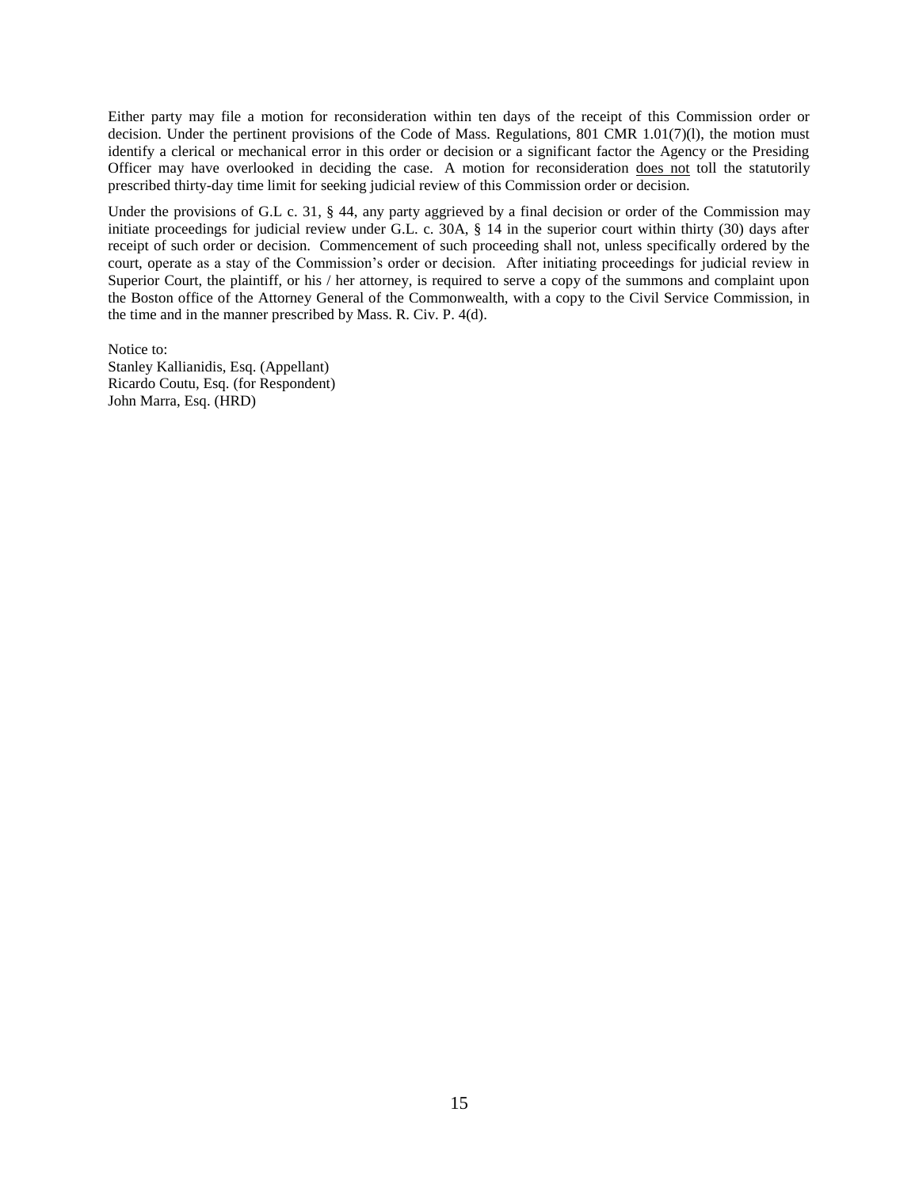Either party may file a motion for reconsideration within ten days of the receipt of this Commission order or decision. Under the pertinent provisions of the Code of Mass. Regulations, 801 CMR 1.01(7)(l), the motion must identify a clerical or mechanical error in this order or decision or a significant factor the Agency or the Presiding Officer may have overlooked in deciding the case. A motion for reconsideration does not toll the statutorily prescribed thirty-day time limit for seeking judicial review of this Commission order or decision.

Under the provisions of G.L c. 31, § 44, any party aggrieved by a final decision or order of the Commission may initiate proceedings for judicial review under G.L. c. 30A, § 14 in the superior court within thirty (30) days after receipt of such order or decision. Commencement of such proceeding shall not, unless specifically ordered by the court, operate as a stay of the Commission's order or decision. After initiating proceedings for judicial review in Superior Court, the plaintiff, or his / her attorney, is required to serve a copy of the summons and complaint upon the Boston office of the Attorney General of the Commonwealth, with a copy to the Civil Service Commission, in the time and in the manner prescribed by Mass. R. Civ. P. 4(d).

Notice to:
Stanley Kallianidis, Esq. (Appellant)
Ricardo Coutu, Esq. (for Respondent)
John Marra, Esq. (HRD)